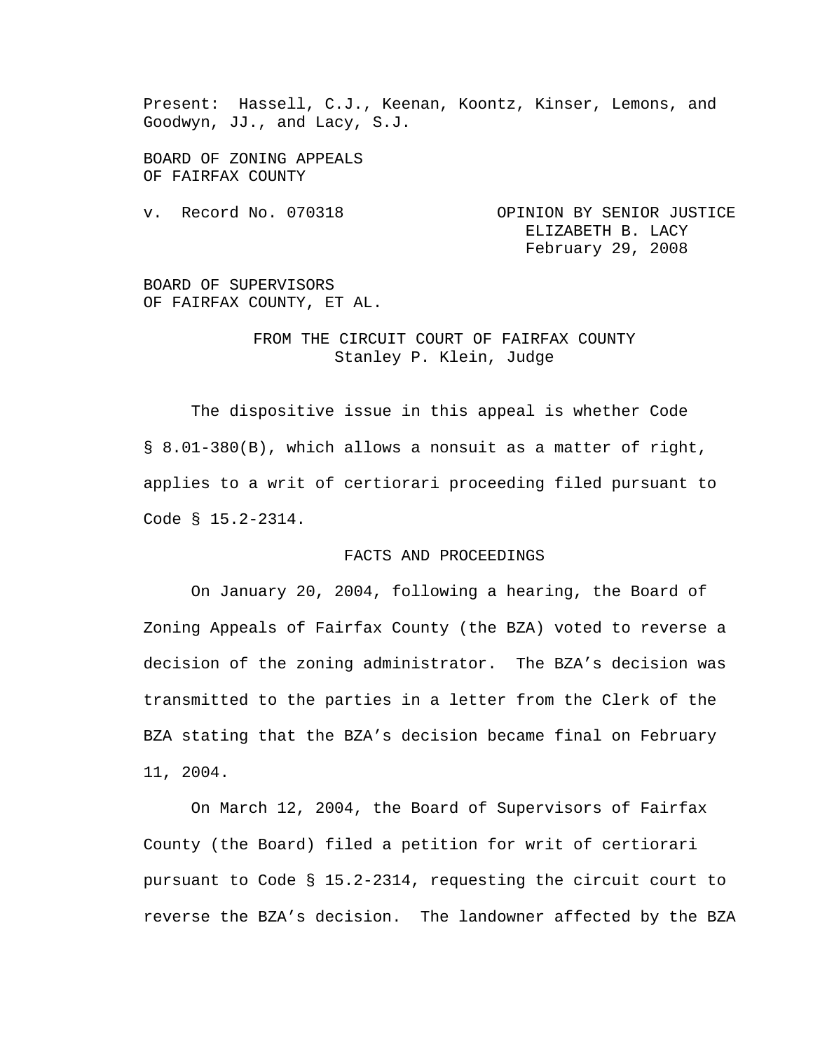Present: Hassell, C.J., Keenan, Koontz, Kinser, Lemons, and Goodwyn, JJ., and Lacy, S.J.

BOARD OF ZONING APPEALS
OF FAIRFAX COUNTY

v. Record No. 070318

OPINION BY SENIOR JUSTICE
ELIZABETH B. LACY
February 29, 2008

BOARD OF SUPERVISORS
OF FAIRFAX COUNTY, ET AL.

FROM THE CIRCUIT COURT OF FAIRFAX COUNTY
Stanley P. Klein, Judge

The dispositive issue in this appeal is whether Code § 8.01-380(B), which allows a nonsuit as a matter of right, applies to a writ of certiorari proceeding filed pursuant to Code § 15.2-2314.

## FACTS AND PROCEEDINGS

On January 20, 2004, following a hearing, the Board of Zoning Appeals of Fairfax County (the BZA) voted to reverse a decision of the zoning administrator. The BZA's decision was transmitted to the parties in a letter from the Clerk of the BZA stating that the BZA's decision became final on February 11, 2004.

On March 12, 2004, the Board of Supervisors of Fairfax County (the Board) filed a petition for writ of certiorari pursuant to Code § 15.2-2314, requesting the circuit court to reverse the BZA's decision. The landowner affected by the BZA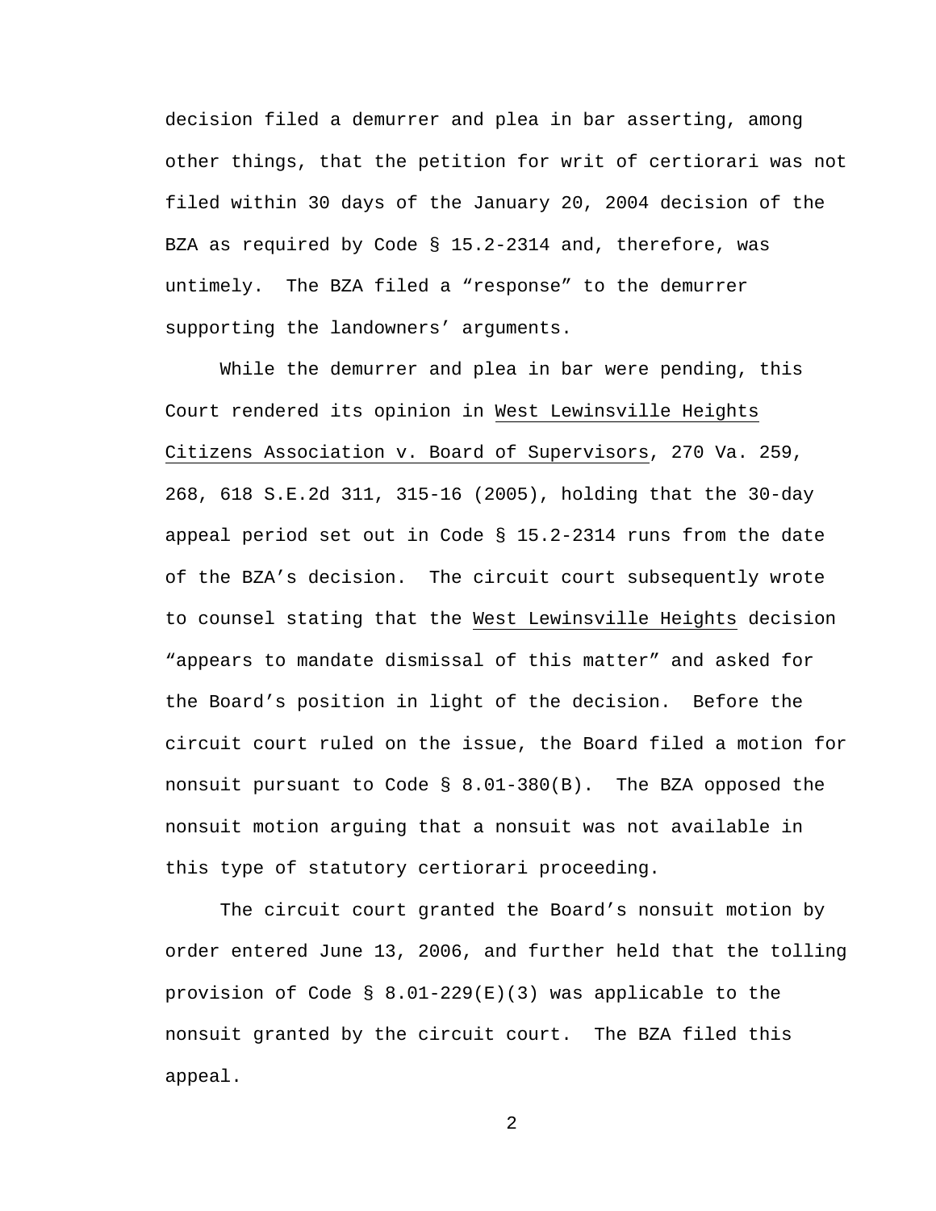decision filed a demurrer and plea in bar asserting, among other things, that the petition for writ of certiorari was not filed within 30 days of the January 20, 2004 decision of the BZA as required by Code § 15.2-2314 and, therefore, was untimely. The BZA filed a "response" to the demurrer supporting the landowners' arguments.

While the demurrer and plea in bar were pending, this Court rendered its opinion in West Lewinsville Heights Citizens Association v. Board of Supervisors, 270 Va. 259, 268, 618 S.E.2d 311, 315-16 (2005), holding that the 30-day appeal period set out in Code § 15.2-2314 runs from the date of the BZA's decision. The circuit court subsequently wrote to counsel stating that the West Lewinsville Heights decision "appears to mandate dismissal of this matter" and asked for the Board's position in light of the decision. Before the circuit court ruled on the issue, the Board filed a motion for nonsuit pursuant to Code § 8.01-380(B). The BZA opposed the nonsuit motion arguing that a nonsuit was not available in this type of statutory certiorari proceeding.

The circuit court granted the Board's nonsuit motion by order entered June 13, 2006, and further held that the tolling provision of Code § 8.01-229(E)(3) was applicable to the nonsuit granted by the circuit court. The BZA filed this appeal.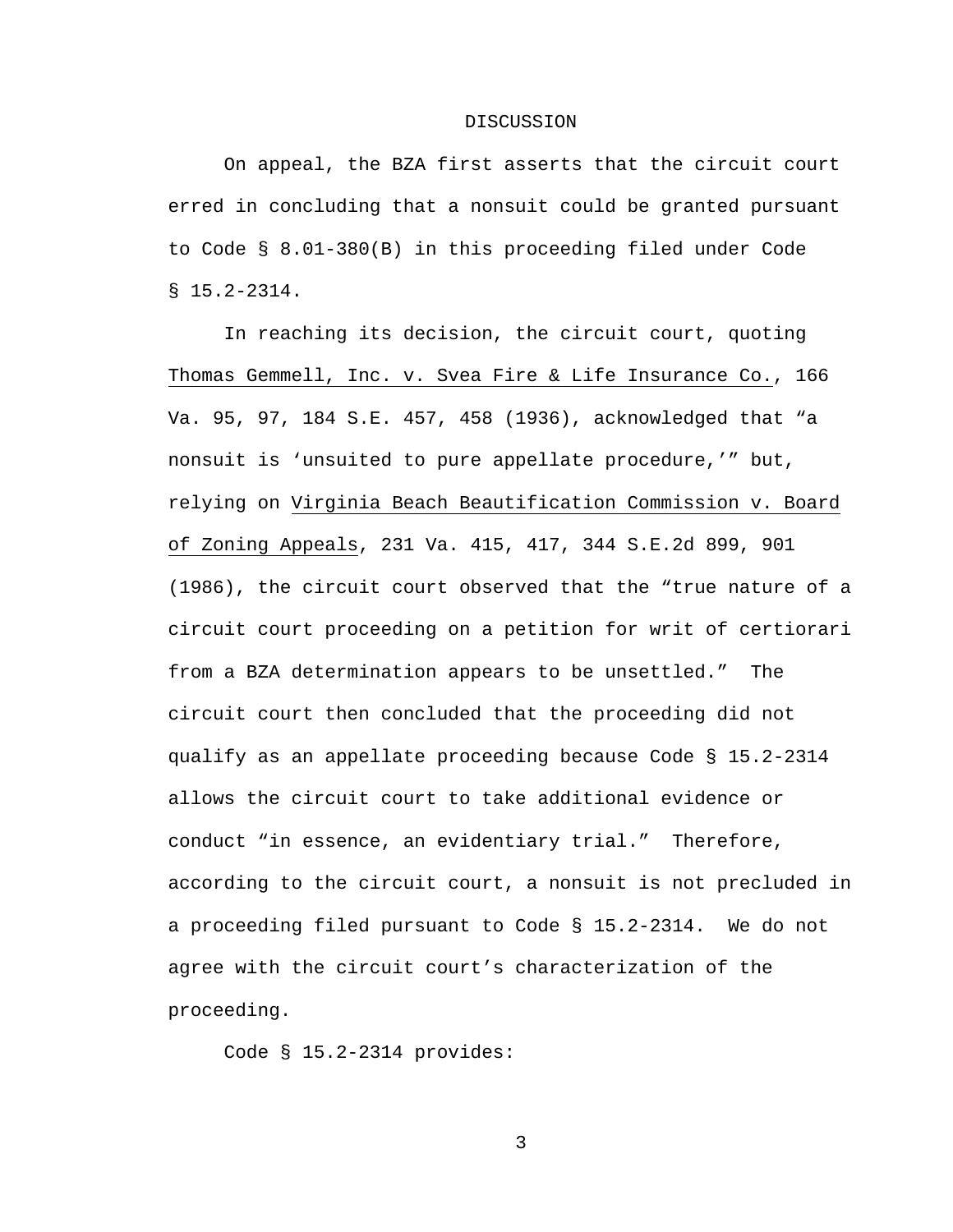## DISCUSSION

On appeal, the BZA first asserts that the circuit court erred in concluding that a nonsuit could be granted pursuant to Code § 8.01-380(B) in this proceeding filed under Code § 15.2-2314.

In reaching its decision, the circuit court, quoting Thomas Gemmell, Inc. v. Svea Fire & Life Insurance Co., 166 Va. 95, 97, 184 S.E. 457, 458 (1936), acknowledged that "a nonsuit is 'unsuited to pure appellate procedure,'" but, relying on Virginia Beach Beautification Commission v. Board of Zoning Appeals, 231 Va. 415, 417, 344 S.E.2d 899, 901 (1986), the circuit court observed that the "true nature of a circuit court proceeding on a petition for writ of certiorari from a BZA determination appears to be unsettled." The circuit court then concluded that the proceeding did not qualify as an appellate proceeding because Code § 15.2-2314 allows the circuit court to take additional evidence or conduct "in essence, an evidentiary trial." Therefore, according to the circuit court, a nonsuit is not precluded in a proceeding filed pursuant to Code § 15.2-2314. We do not agree with the circuit court's characterization of the proceeding.

Code § 15.2-2314 provides: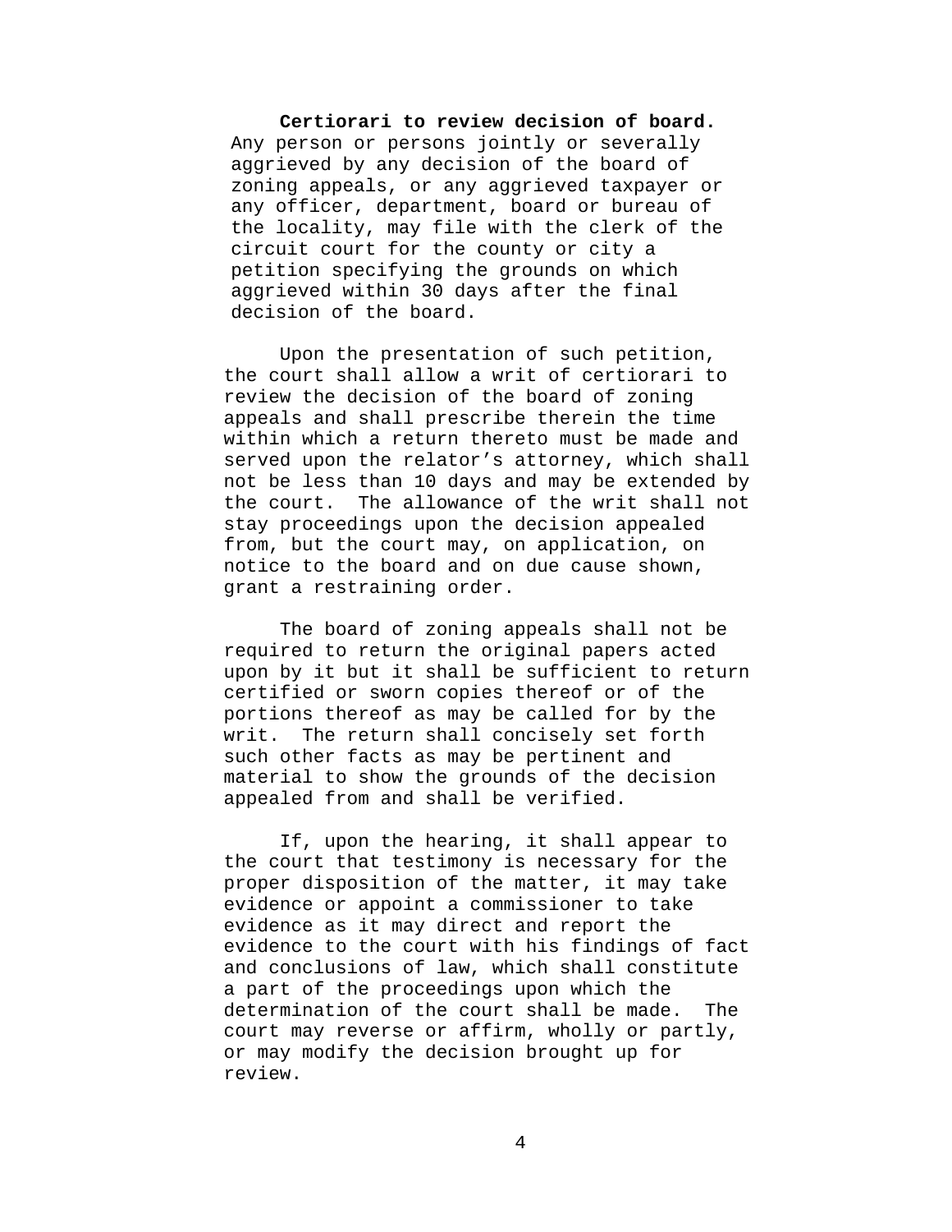**Certiorari to review decision of board.** Any person or persons jointly or severally aggrieved by any decision of the board of zoning appeals, or any aggrieved taxpayer or any officer, department, board or bureau of the locality, may file with the clerk of the circuit court for the county or city a petition specifying the grounds on which aggrieved within 30 days after the final decision of the board.

Upon the presentation of such petition, the court shall allow a writ of certiorari to review the decision of the board of zoning appeals and shall prescribe therein the time within which a return thereto must be made and served upon the relator's attorney, which shall not be less than 10 days and may be extended by the court. The allowance of the writ shall not stay proceedings upon the decision appealed from, but the court may, on application, on notice to the board and on due cause shown, grant a restraining order.

The board of zoning appeals shall not be required to return the original papers acted upon by it but it shall be sufficient to return certified or sworn copies thereof or of the portions thereof as may be called for by the writ. The return shall concisely set forth such other facts as may be pertinent and material to show the grounds of the decision appealed from and shall be verified.

If, upon the hearing, it shall appear to the court that testimony is necessary for the proper disposition of the matter, it may take evidence or appoint a commissioner to take evidence as it may direct and report the evidence to the court with his findings of fact and conclusions of law, which shall constitute a part of the proceedings upon which the determination of the court shall be made. The court may reverse or affirm, wholly or partly, or may modify the decision brought up for review.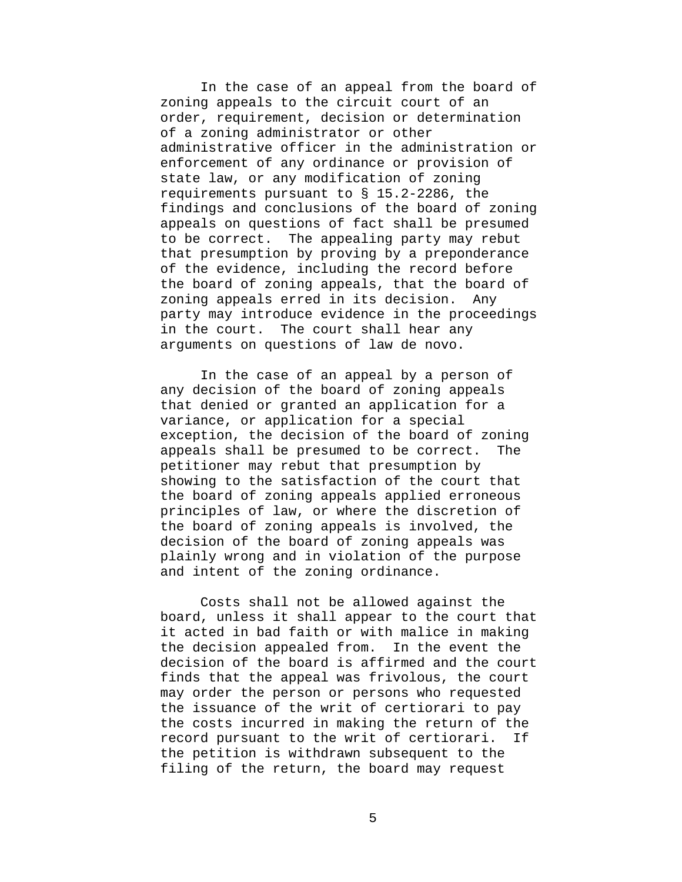In the case of an appeal from the board of zoning appeals to the circuit court of an order, requirement, decision or determination of a zoning administrator or other administrative officer in the administration or enforcement of any ordinance or provision of state law, or any modification of zoning requirements pursuant to § 15.2-2286, the findings and conclusions of the board of zoning appeals on questions of fact shall be presumed to be correct. The appealing party may rebut that presumption by proving by a preponderance of the evidence, including the record before the board of zoning appeals, that the board of zoning appeals erred in its decision. Any party may introduce evidence in the proceedings in the court. The court shall hear any arguments on questions of law de novo.

In the case of an appeal by a person of any decision of the board of zoning appeals that denied or granted an application for a variance, or application for a special exception, the decision of the board of zoning appeals shall be presumed to be correct. The petitioner may rebut that presumption by showing to the satisfaction of the court that the board of zoning appeals applied erroneous principles of law, or where the discretion of the board of zoning appeals is involved, the decision of the board of zoning appeals was plainly wrong and in violation of the purpose and intent of the zoning ordinance.

Costs shall not be allowed against the board, unless it shall appear to the court that it acted in bad faith or with malice in making the decision appealed from. In the event the decision of the board is affirmed and the court finds that the appeal was frivolous, the court may order the person or persons who requested the issuance of the writ of certiorari to pay the costs incurred in making the return of the record pursuant to the writ of certiorari. If the petition is withdrawn subsequent to the filing of the return, the board may request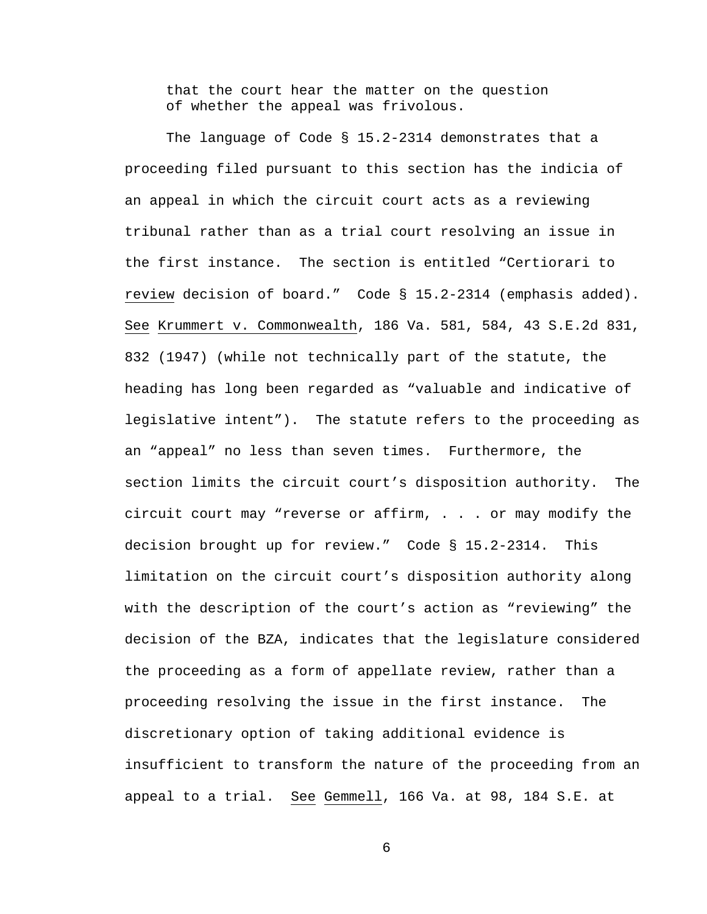that the court hear the matter on the question of whether the appeal was frivolous.

The language of Code § 15.2-2314 demonstrates that a proceeding filed pursuant to this section has the indicia of an appeal in which the circuit court acts as a reviewing tribunal rather than as a trial court resolving an issue in the first instance. The section is entitled "Certiorari to review decision of board." Code § 15.2-2314 (emphasis added). See Krummert v. Commonwealth, 186 Va. 581, 584, 43 S.E.2d 831, 832 (1947) (while not technically part of the statute, the heading has long been regarded as "valuable and indicative of legislative intent"). The statute refers to the proceeding as an "appeal" no less than seven times. Furthermore, the section limits the circuit court's disposition authority. The circuit court may "reverse or affirm, . . . or may modify the decision brought up for review." Code § 15.2-2314. This limitation on the circuit court's disposition authority along with the description of the court's action as "reviewing" the decision of the BZA, indicates that the legislature considered the proceeding as a form of appellate review, rather than a proceeding resolving the issue in the first instance. The discretionary option of taking additional evidence is insufficient to transform the nature of the proceeding from an appeal to a trial. See Gemmell, 166 Va. at 98, 184 S.E. at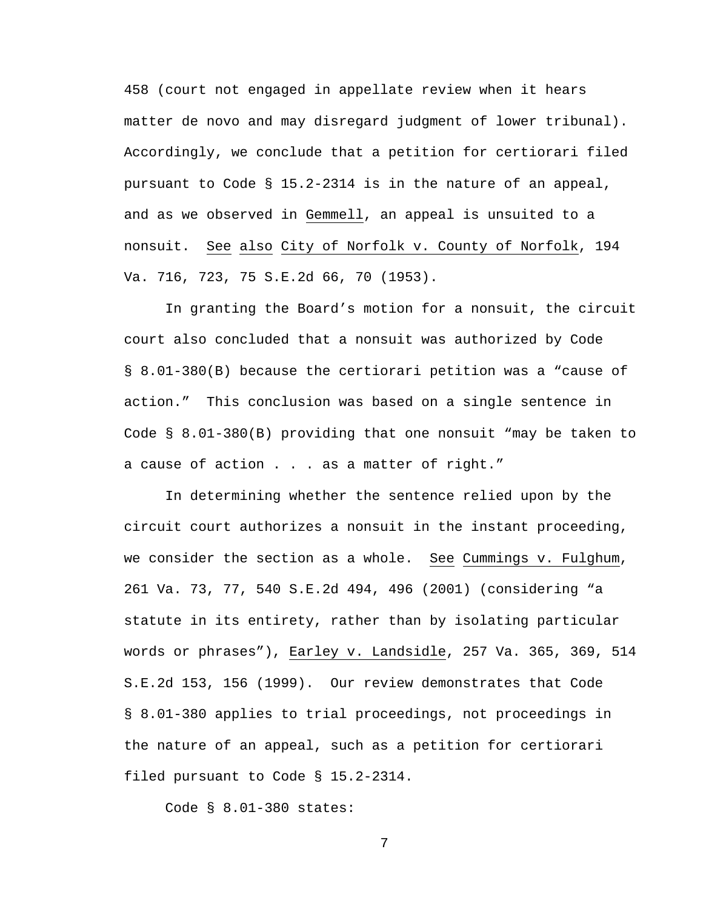458 (court not engaged in appellate review when it hears matter de novo and may disregard judgment of lower tribunal). Accordingly, we conclude that a petition for certiorari filed pursuant to Code § 15.2-2314 is in the nature of an appeal, and as we observed in Gemmell, an appeal is unsuited to a nonsuit. See also City of Norfolk v. County of Norfolk, 194 Va. 716, 723, 75 S.E.2d 66, 70 (1953).

In granting the Board's motion for a nonsuit, the circuit court also concluded that a nonsuit was authorized by Code § 8.01-380(B) because the certiorari petition was a "cause of action." This conclusion was based on a single sentence in Code § 8.01-380(B) providing that one nonsuit "may be taken to a cause of action . . . as a matter of right."

In determining whether the sentence relied upon by the circuit court authorizes a nonsuit in the instant proceeding, we consider the section as a whole. See Cummings v. Fulghum, 261 Va. 73, 77, 540 S.E.2d 494, 496 (2001) (considering "a statute in its entirety, rather than by isolating particular words or phrases"), Earley v. Landsidle, 257 Va. 365, 369, 514 S.E.2d 153, 156 (1999). Our review demonstrates that Code § 8.01-380 applies to trial proceedings, not proceedings in the nature of an appeal, such as a petition for certiorari filed pursuant to Code § 15.2-2314.

Code § 8.01-380 states: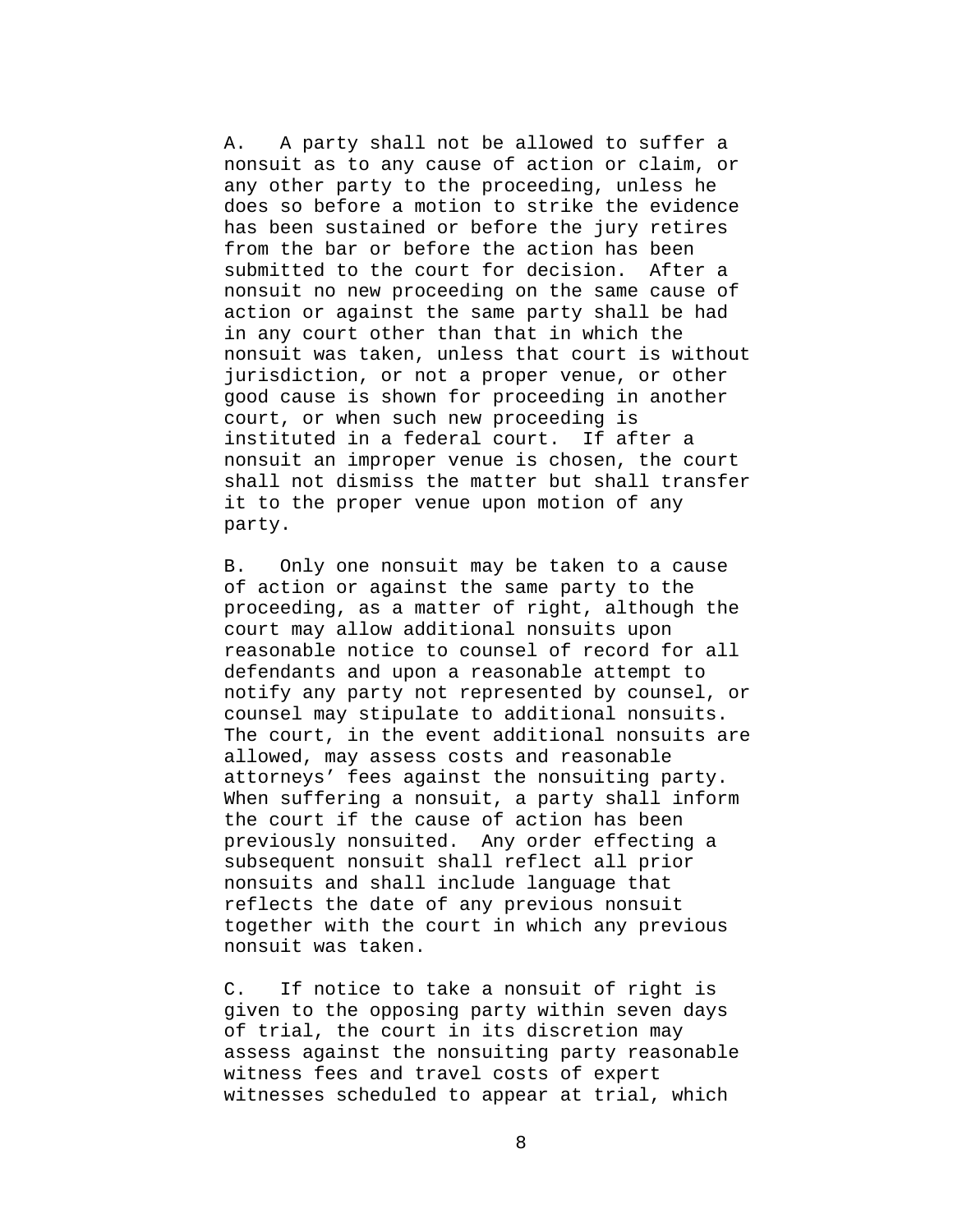A. A party shall not be allowed to suffer a nonsuit as to any cause of action or claim, or any other party to the proceeding, unless he does so before a motion to strike the evidence has been sustained or before the jury retires from the bar or before the action has been submitted to the court for decision. After a nonsuit no new proceeding on the same cause of action or against the same party shall be had in any court other than that in which the nonsuit was taken, unless that court is without jurisdiction, or not a proper venue, or other good cause is shown for proceeding in another court, or when such new proceeding is instituted in a federal court. If after a nonsuit an improper venue is chosen, the court shall not dismiss the matter but shall transfer it to the proper venue upon motion of any party.

B. Only one nonsuit may be taken to a cause of action or against the same party to the proceeding, as a matter of right, although the court may allow additional nonsuits upon reasonable notice to counsel of record for all defendants and upon a reasonable attempt to notify any party not represented by counsel, or counsel may stipulate to additional nonsuits. The court, in the event additional nonsuits are allowed, may assess costs and reasonable attorneys' fees against the nonsuiting party. When suffering a nonsuit, a party shall inform the court if the cause of action has been previously nonsuited. Any order effecting a subsequent nonsuit shall reflect all prior nonsuits and shall include language that reflects the date of any previous nonsuit together with the court in which any previous nonsuit was taken.

C. If notice to take a nonsuit of right is given to the opposing party within seven days of trial, the court in its discretion may assess against the nonsuiting party reasonable witness fees and travel costs of expert witnesses scheduled to appear at trial, which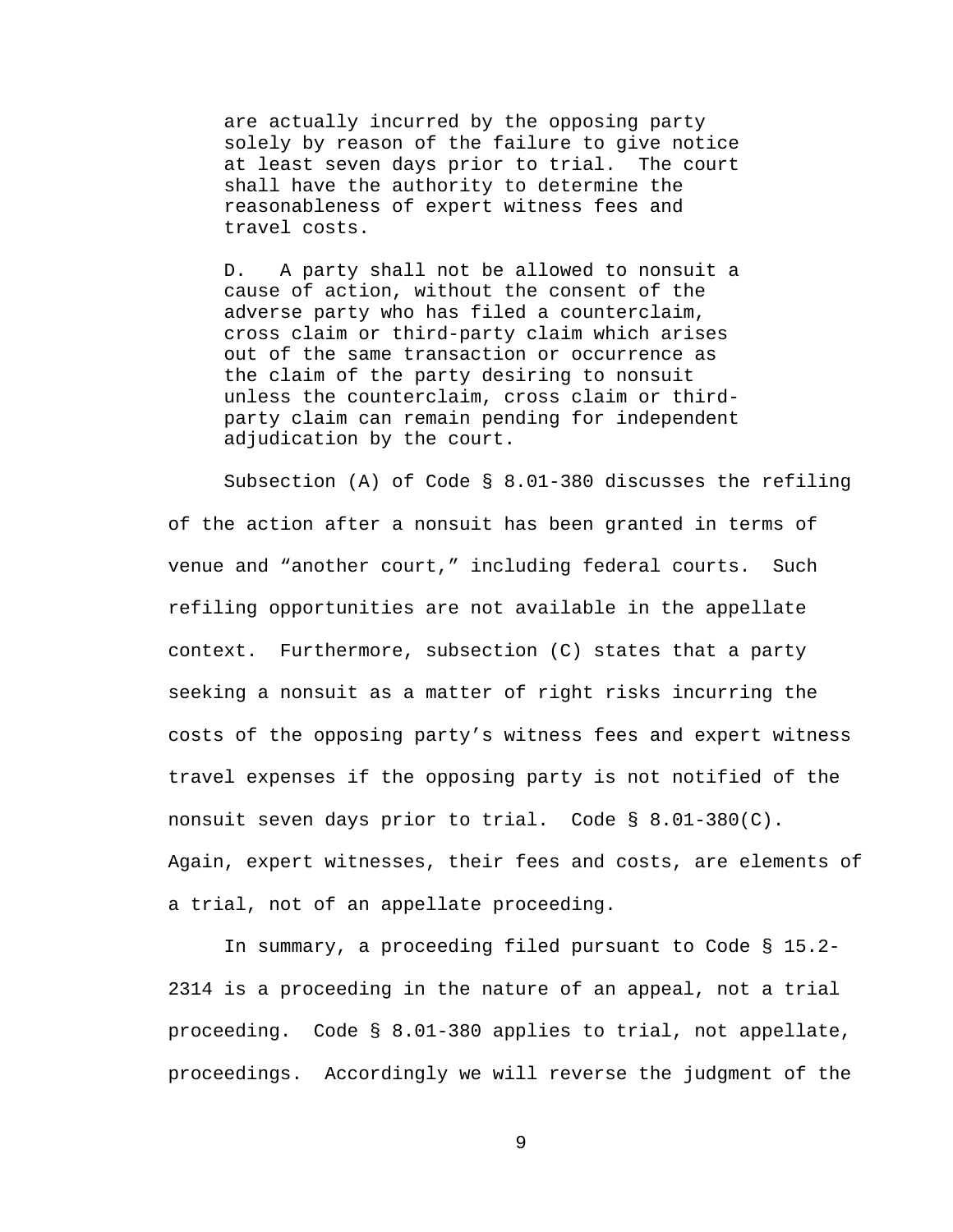> are actually incurred by the opposing party solely by reason of the failure to give notice at least seven days prior to trial. The court shall have the authority to determine the reasonableness of expert witness fees and travel costs.
>
> D. A party shall not be allowed to nonsuit a cause of action, without the consent of the adverse party who has filed a counterclaim, cross claim or third-party claim which arises out of the same transaction or occurrence as the claim of the party desiring to nonsuit unless the counterclaim, cross claim or third-party claim can remain pending for independent adjudication by the court.

Subsection (A) of Code § 8.01-380 discusses the refiling of the action after a nonsuit has been granted in terms of venue and "another court," including federal courts. Such refiling opportunities are not available in the appellate context. Furthermore, subsection (C) states that a party seeking a nonsuit as a matter of right risks incurring the costs of the opposing party's witness fees and expert witness travel expenses if the opposing party is not notified of the nonsuit seven days prior to trial. Code § 8.01-380(C). Again, expert witnesses, their fees and costs, are elements of a trial, not of an appellate proceeding.

In summary, a proceeding filed pursuant to Code § 15.2-2314 is a proceeding in the nature of an appeal, not a trial proceeding. Code § 8.01-380 applies to trial, not appellate, proceedings. Accordingly we will reverse the judgment of the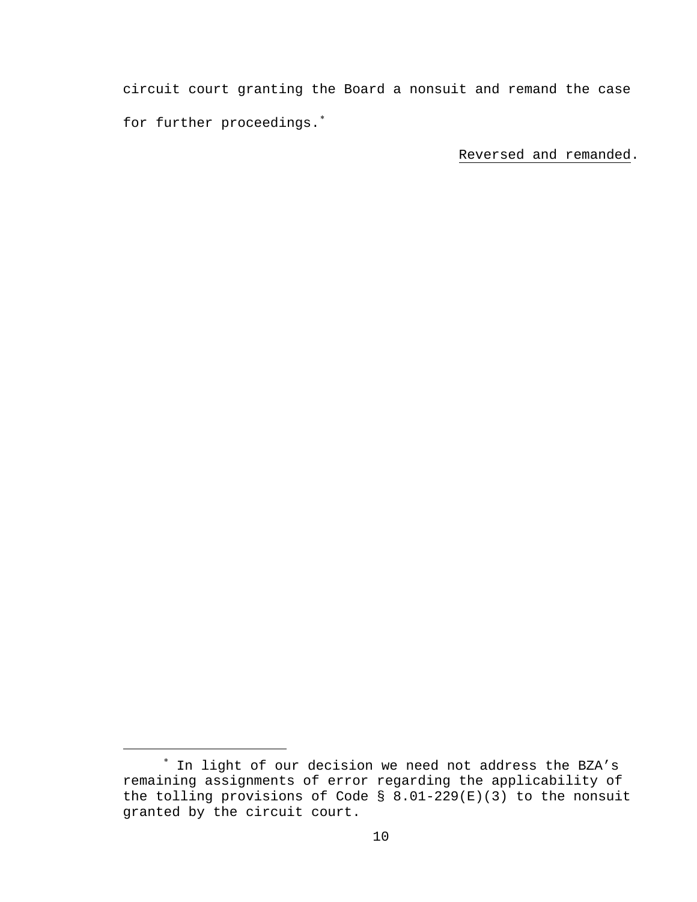circuit court granting the Board a nonsuit and remand the case for further proceedings.[*]

Reversed and remanded.

---

[*] In light of our decision we need not address the BZA's remaining assignments of error regarding the applicability of the tolling provisions of Code § 8.01-229(E)(3) to the nonsuit granted by the circuit court.